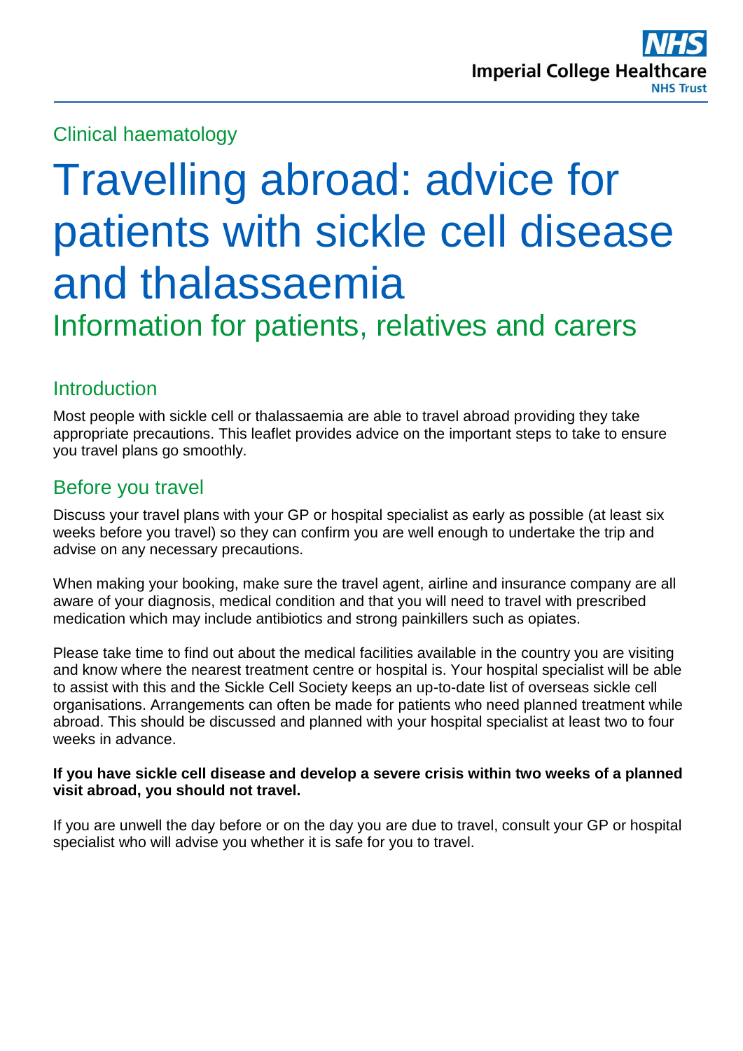Clinical haematology

# Travelling abroad: advice for patients with sickle cell disease and thalassaemia

## Information for patients, relatives and carers

## Introduction

Most people with sickle cell or thalassaemia are able to travel abroad providing they take appropriate precautions. This leaflet provides advice on the important steps to take to ensure you travel plans go smoothly.

## Before you travel

Discuss your travel plans with your GP or hospital specialist as early as possible (at least six weeks before you travel) so they can confirm you are well enough to undertake the trip and advise on any necessary precautions.

When making your booking, make sure the travel agent, airline and insurance company are all aware of your diagnosis, medical condition and that you will need to travel with prescribed medication which may include antibiotics and strong painkillers such as opiates.

Please take time to find out about the medical facilities available in the country you are visiting and know where the nearest treatment centre or hospital is. Your hospital specialist will be able to assist with this and the Sickle Cell Society keeps an up-to-date list of overseas sickle cell organisations. Arrangements can often be made for patients who need planned treatment while abroad. This should be discussed and planned with your hospital specialist at least two to four weeks in advance.

**If you have sickle cell disease and develop a severe crisis within two weeks of a planned visit abroad, you should not travel.**

If you are unwell the day before or on the day you are due to travel, consult your GP or hospital specialist who will advise you whether it is safe for you to travel.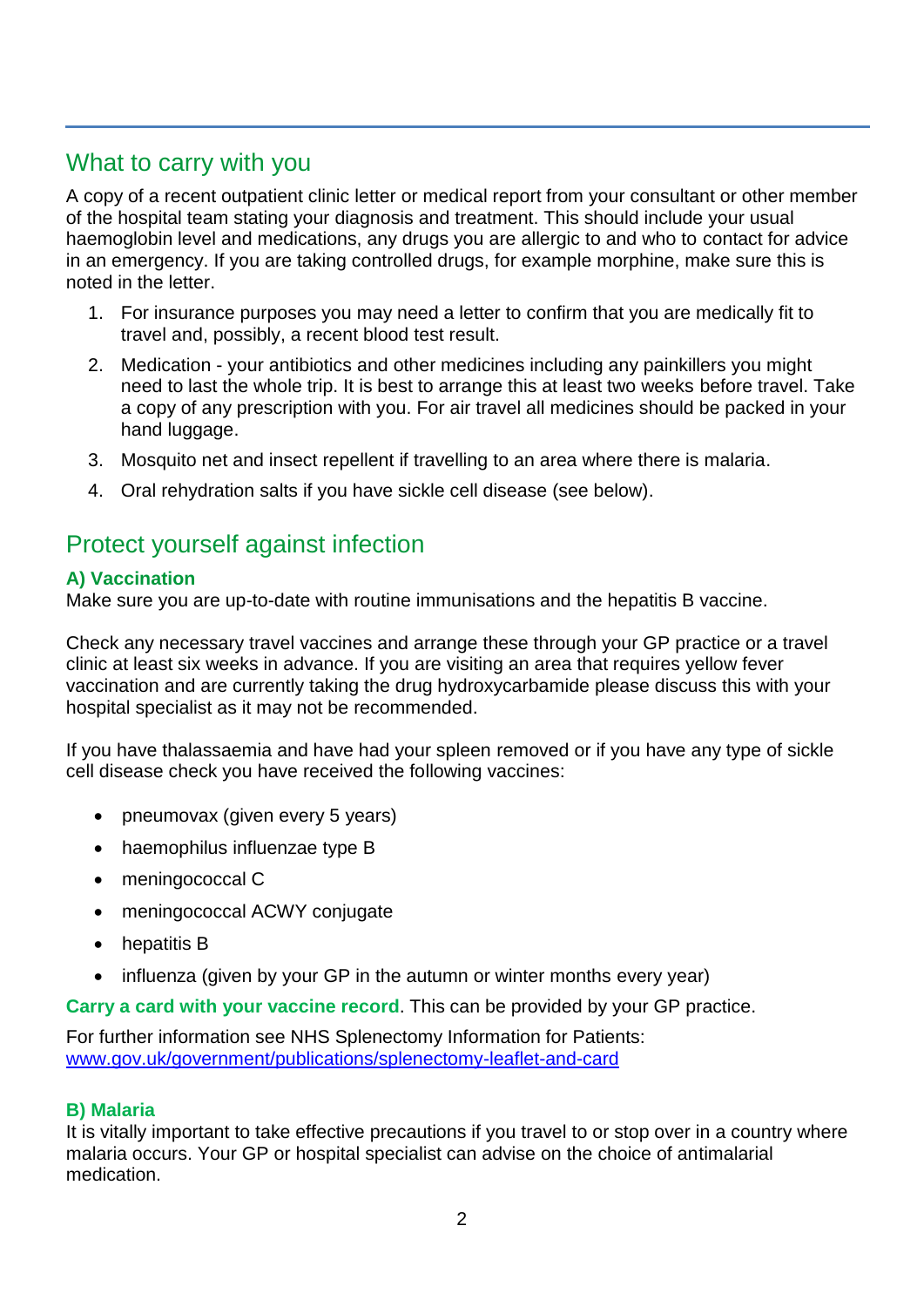## What to carry with you

A copy of a recent outpatient clinic letter or medical report from your consultant or other member of the hospital team stating your diagnosis and treatment. This should include your usual haemoglobin level and medications, any drugs you are allergic to and who to contact for advice in an emergency. If you are taking controlled drugs, for example morphine, make sure this is noted in the letter.

1. For insurance purposes you may need a letter to confirm that you are medically fit to travel and, possibly, a recent blood test result.
2. Medication - your antibiotics and other medicines including any painkillers you might need to last the whole trip. It is best to arrange this at least two weeks before travel. Take a copy of any prescription with you. For air travel all medicines should be packed in your hand luggage.
3. Mosquito net and insect repellent if travelling to an area where there is malaria.
4. Oral rehydration salts if you have sickle cell disease (see below).

## Protect yourself against infection

### A) Vaccination

Make sure you are up-to-date with routine immunisations and the hepatitis B vaccine.

Check any necessary travel vaccines and arrange these through your GP practice or a travel clinic at least six weeks in advance. If you are visiting an area that requires yellow fever vaccination and are currently taking the drug hydroxycarbamide please discuss this with your hospital specialist as it may not be recommended.

If you have thalassaemia and have had your spleen removed or if you have any type of sickle cell disease check you have received the following vaccines:

- pneumovax (given every 5 years)
- haemophilus influenzae type B
- meningococcal C
- meningococcal ACWY conjugate
- hepatitis B
- influenza (given by your GP in the autumn or winter months every year)

**Carry a card with your vaccine record**. This can be provided by your GP practice.

For further information see NHS Splenectomy Information for Patients: [www.gov.uk/government/publications/splenectomy-leaflet-and-card](http://www.gov.uk/government/publications/splenectomy-leaflet-and-card)

### B) Malaria

It is vitally important to take effective precautions if you travel to or stop over in a country where malaria occurs. Your GP or hospital specialist can advise on the choice of antimalarial medication.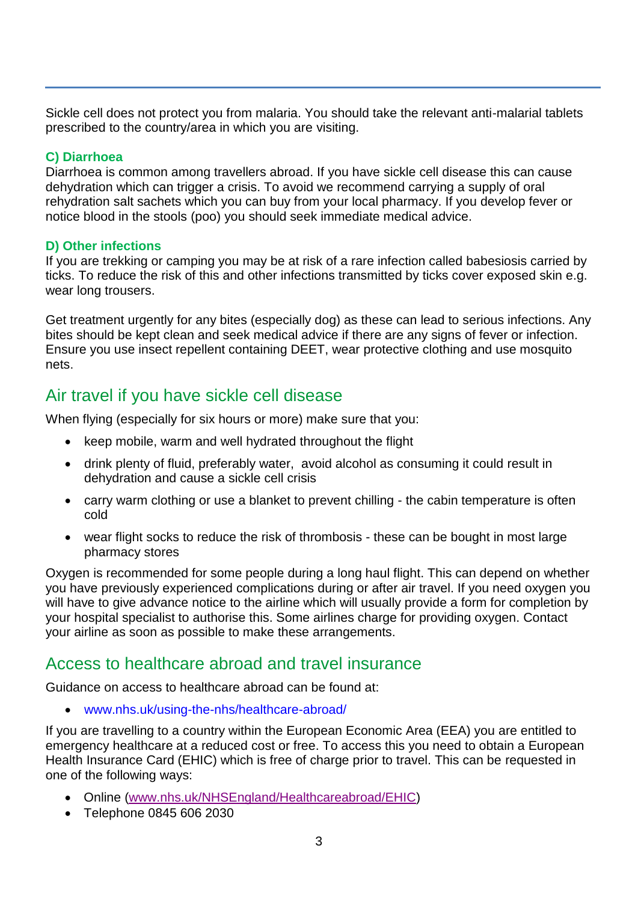Sickle cell does not protect you from malaria. You should take the relevant anti-malarial tablets prescribed to the country/area in which you are visiting.

### C) Diarrhoea

Diarrhoea is common among travellers abroad. If you have sickle cell disease this can cause dehydration which can trigger a crisis. To avoid we recommend carrying a supply of oral rehydration salt sachets which you can buy from your local pharmacy. If you develop fever or notice blood in the stools (poo) you should seek immediate medical advice.

### D) Other infections

If you are trekking or camping you may be at risk of a rare infection called babesiosis carried by ticks. To reduce the risk of this and other infections transmitted by ticks cover exposed skin e.g. wear long trousers.

Get treatment urgently for any bites (especially dog) as these can lead to serious infections. Any bites should be kept clean and seek medical advice if there are any signs of fever or infection. Ensure you use insect repellent containing DEET, wear protective clothing and use mosquito nets.

## Air travel if you have sickle cell disease

When flying (especially for six hours or more) make sure that you:

- keep mobile, warm and well hydrated throughout the flight
- drink plenty of fluid, preferably water, avoid alcohol as consuming it could result in dehydration and cause a sickle cell crisis
- carry warm clothing or use a blanket to prevent chilling - the cabin temperature is often cold
- wear flight socks to reduce the risk of thrombosis - these can be bought in most large pharmacy stores

Oxygen is recommended for some people during a long haul flight. This can depend on whether you have previously experienced complications during or after air travel. If you need oxygen you will have to give advance notice to the airline which will usually provide a form for completion by your hospital specialist to authorise this. Some airlines charge for providing oxygen. Contact your airline as soon as possible to make these arrangements.

## Access to healthcare abroad and travel insurance

Guidance on access to healthcare abroad can be found at:

- www.nhs.uk/using-the-nhs/healthcare-abroad/

If you are travelling to a country within the European Economic Area (EEA) you are entitled to emergency healthcare at a reduced cost or free. To access this you need to obtain a European Health Insurance Card (EHIC) which is free of charge prior to travel. This can be requested in one of the following ways:

- Online (www.nhs.uk/NHSEngland/Healthcareabroad/EHIC)
- Telephone 0845 606 2030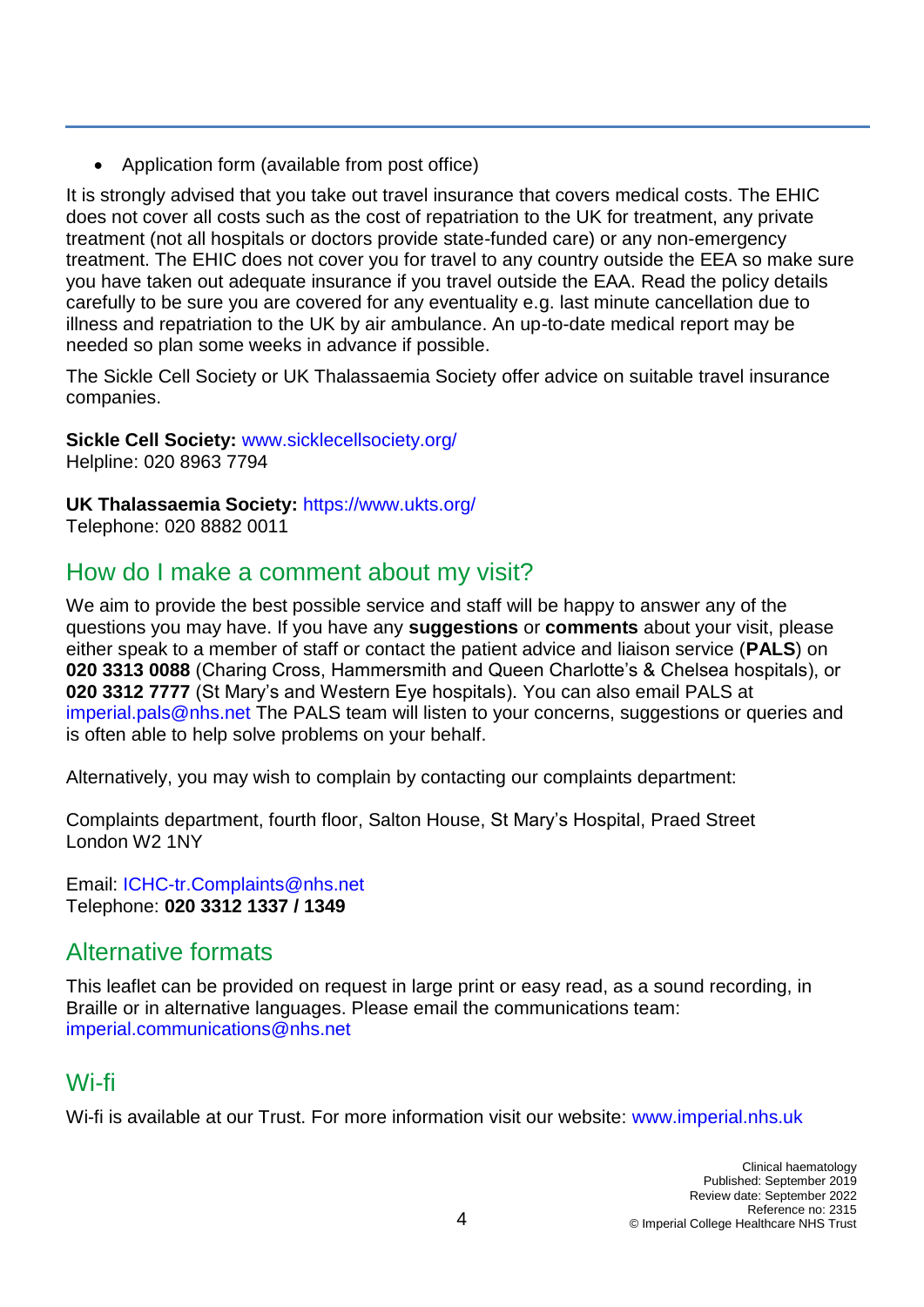- Application form (available from post office)

It is strongly advised that you take out travel insurance that covers medical costs. The EHIC does not cover all costs such as the cost of repatriation to the UK for treatment, any private treatment (not all hospitals or doctors provide state-funded care) or any non-emergency treatment. The EHIC does not cover you for travel to any country outside the EEA so make sure you have taken out adequate insurance if you travel outside the EAA. Read the policy details carefully to be sure you are covered for any eventuality e.g. last minute cancellation due to illness and repatriation to the UK by air ambulance. An up-to-date medical report may be needed so plan some weeks in advance if possible.

The Sickle Cell Society or UK Thalassaemia Society offer advice on suitable travel insurance companies.

**Sickle Cell Society:** www.sicklecellsociety.org/
Helpline: 020 8963 7794

**UK Thalassaemia Society:** https://www.ukts.org/
Telephone: 020 8882 0011

## How do I make a comment about my visit?

We aim to provide the best possible service and staff will be happy to answer any of the questions you may have. If you have any **suggestions** or **comments** about your visit, please either speak to a member of staff or contact the patient advice and liaison service (**PALS**) on **020 3313 0088** (Charing Cross, Hammersmith and Queen Charlotte's & Chelsea hospitals), or **020 3312 7777** (St Mary's and Western Eye hospitals). You can also email PALS at imperial.pals@nhs.net The PALS team will listen to your concerns, suggestions or queries and is often able to help solve problems on your behalf.

Alternatively, you may wish to complain by contacting our complaints department:

Complaints department, fourth floor, Salton House, St Mary's Hospital, Praed Street
London W2 1NY

Email: ICHC-tr.Complaints@nhs.net
Telephone: **020 3312 1337 / 1349**

## Alternative formats

This leaflet can be provided on request in large print or easy read, as a sound recording, in Braille or in alternative languages. Please email the communications team: imperial.communications@nhs.net

## Wi-fi

Wi-fi is available at our Trust. For more information visit our website: www.imperial.nhs.uk

Clinical haematology
Published: September 2019
Review date: September 2022
Reference no: 2315
© Imperial College Healthcare NHS Trust